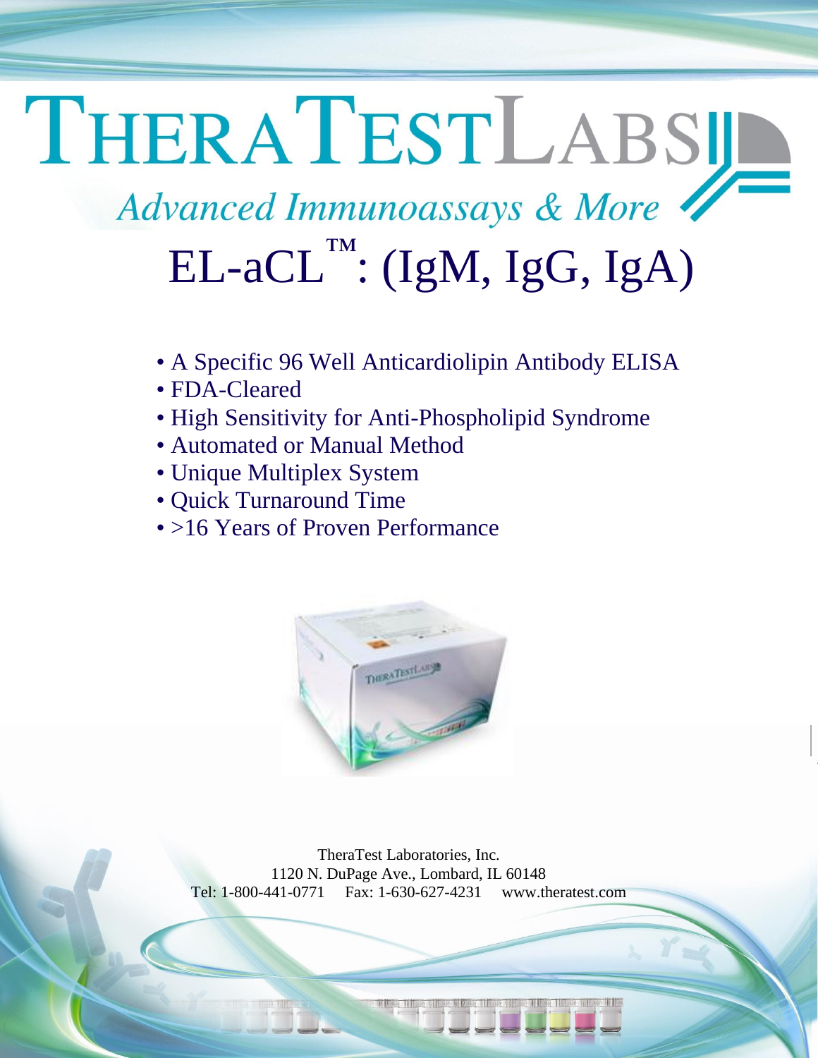# THERATESTLABS

*Advanced Immunoassays & More*

# EL-aCL™: (IgM, IgG, IgA)

- A Specific 96 Well Anticardiolipin Antibody ELISA
- FDA-Cleared
- High Sensitivity for Anti-Phospholipid Syndrome
- Automated or Manual Method
- Unique Multiplex System
- Quick Turnaround Time
- >16 Years of Proven Performance

TheraTest Laboratories, Inc.
1120 N. DuPage Ave., Lombard, IL 60148
Tel: 1-800-441-0771 Fax: 1-630-627-4231 www.theratest.com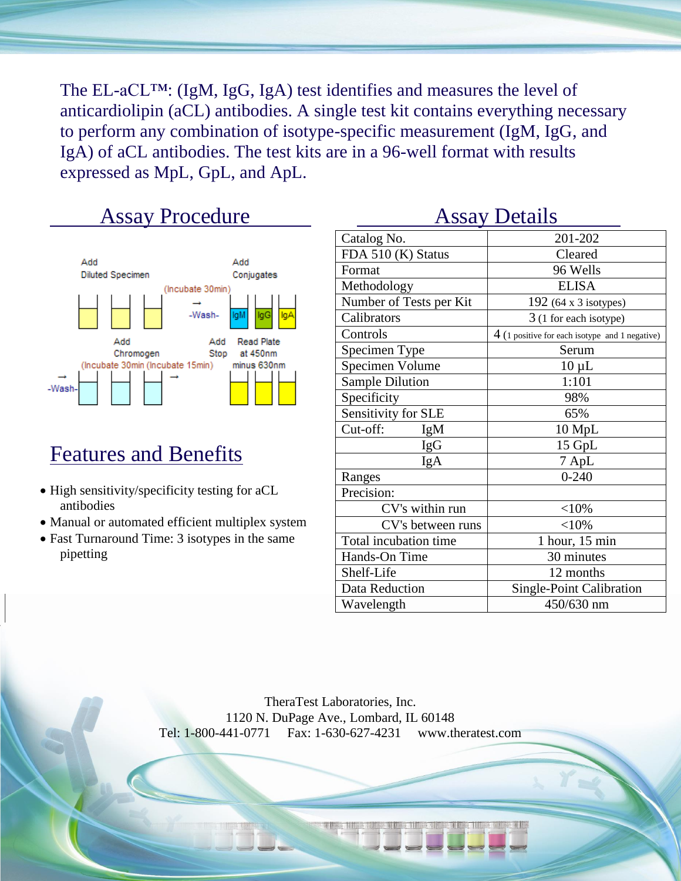The EL-aCL™: (IgM, IgG, IgA) test identifies and measures the level of anticardiolipin (aCL) antibodies. A single test kit contains everything necessary to perform any combination of isotype-specific measurement (IgM, IgG, and IgA) of aCL antibodies. The test kits are in a 96-well format with results expressed as MpL, GpL, and ApL.

## Assay Procedure

Add Diluted Specimen

(Incubate 30min)

-Wash-

Add Conjugates

IgM IgG IgA

Add Chromogen

(Incubate 30min)

Add Stop

(Incubate 15min)

-Wash-

Read Plate at 450nm minus 630nm

## Features and Benefits

- High sensitivity/specificity testing for aCL antibodies
- Manual or automated efficient multiplex system
- Fast Turnaround Time: 3 isotypes in the same pipetting

## Assay Details

| | |
|---|---|
| Catalog No. | 201-202 |
| FDA 510 (K) Status | Cleared |
| Format | 96 Wells |
| Methodology | ELISA |
| Number of Tests per Kit | 192 (64 x 3 isotypes) |
| Calibrators | 3 (1 for each isotype) |
| Controls | 4 (1 positive for each isotype and 1 negative) |
| Specimen Type | Serum |
| Specimen Volume | 10 µL |
| Sample Dilution | 1:101 |
| Specificity | 98% |
| Sensitivity for SLE | 65% |
| Cut-off: IgM | 10 MpL |
| IgG | 15 GpL |
| IgA | 7 ApL |
| Ranges | 0-240 |
| Precision: | |
| CV's within run | <10% |
| CV's between runs | <10% |
| Total incubation time | 1 hour, 15 min |
| Hands-On Time | 30 minutes |
| Shelf-Life | 12 months |
| Data Reduction | Single-Point Calibration |
| Wavelength | 450/630 nm |

TheraTest Laboratories, Inc.
1120 N. DuPage Ave., Lombard, IL 60148
Tel: 1-800-441-0771 Fax: 1-630-627-4231 www.theratest.com